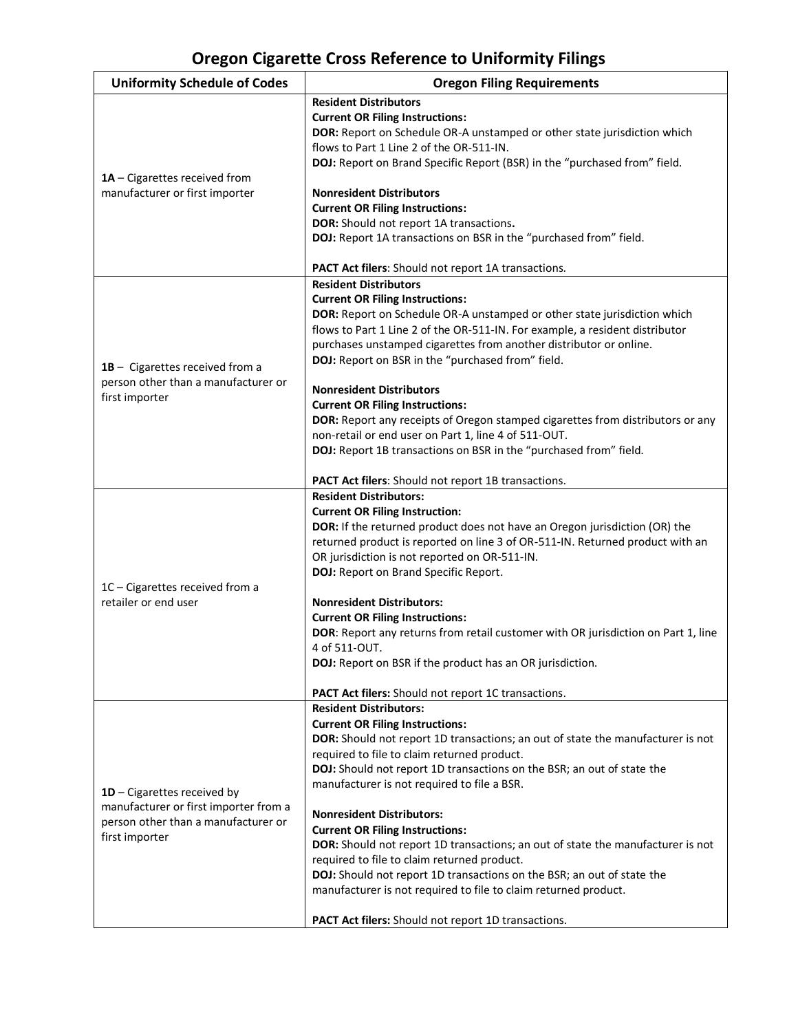# Oregon Cigarette Cross Reference to Uniformity Filings

| Uniformity Schedule of Codes | Oregon Filing Requirements |
|---|---|
| **1A** – Cigarettes received from manufacturer or first importer | **Resident Distributors**<br>**Current OR Filing Instructions:**<br>**DOR:** Report on Schedule OR-A unstamped or other state jurisdiction which flows to Part 1 Line 2 of the OR-511-IN.<br>**DOJ:** Report on Brand Specific Report (BSR) in the "purchased from" field.<br><br>**Nonresident Distributors**<br>**Current OR Filing Instructions:**<br>**DOR:** Should not report 1A transactions**.**<br>**DOJ:** Report 1A transactions on BSR in the "purchased from" field.<br><br>**PACT Act filers**: Should not report 1A transactions. |
| **1B** – Cigarettes received from a person other than a manufacturer or first importer | **Resident Distributors**<br>**Current OR Filing Instructions:**<br>**DOR:** Report on Schedule OR-A unstamped or other state jurisdiction which flows to Part 1 Line 2 of the OR-511-IN. For example, a resident distributor purchases unstamped cigarettes from another distributor or online.<br>**DOJ:** Report on BSR in the "purchased from" field.<br><br>**Nonresident Distributors**<br>**Current OR Filing Instructions:**<br>**DOR:** Report any receipts of Oregon stamped cigarettes from distributors or any non-retail or end user on Part 1, line 4 of 511-OUT.<br>**DOJ:** Report 1B transactions on BSR in the "purchased from" field.<br><br>**PACT Act filers**: Should not report 1B transactions. |
| 1C – Cigarettes received from a retailer or end user | **Resident Distributors:**<br>**Current OR Filing Instruction:**<br>**DOR:** If the returned product does not have an Oregon jurisdiction (OR) the returned product is reported on line 3 of OR-511-IN. Returned product with an OR jurisdiction is not reported on OR-511-IN.<br>**DOJ:** Report on Brand Specific Report.<br><br>**Nonresident Distributors:**<br>**Current OR Filing Instructions:**<br>**DOR**: Report any returns from retail customer with OR jurisdiction on Part 1, line 4 of 511-OUT.<br>**DOJ:** Report on BSR if the product has an OR jurisdiction.<br><br>**PACT Act filers:** Should not report 1C transactions. |
| **1D** – Cigarettes received by manufacturer or first importer from a person other than a manufacturer or first importer | **Resident Distributors:**<br>**Current OR Filing Instructions:**<br>**DOR:** Should not report 1D transactions; an out of state the manufacturer is not required to file to claim returned product.<br>**DOJ:** Should not report 1D transactions on the BSR; an out of state the manufacturer is not required to file a BSR.<br><br>**Nonresident Distributors:**<br>**Current OR Filing Instructions:**<br>**DOR:** Should not report 1D transactions; an out of state the manufacturer is not required to file to claim returned product.<br>**DOJ:** Should not report 1D transactions on the BSR; an out of state the manufacturer is not required to file to claim returned product.<br><br>**PACT Act filers:** Should not report 1D transactions. |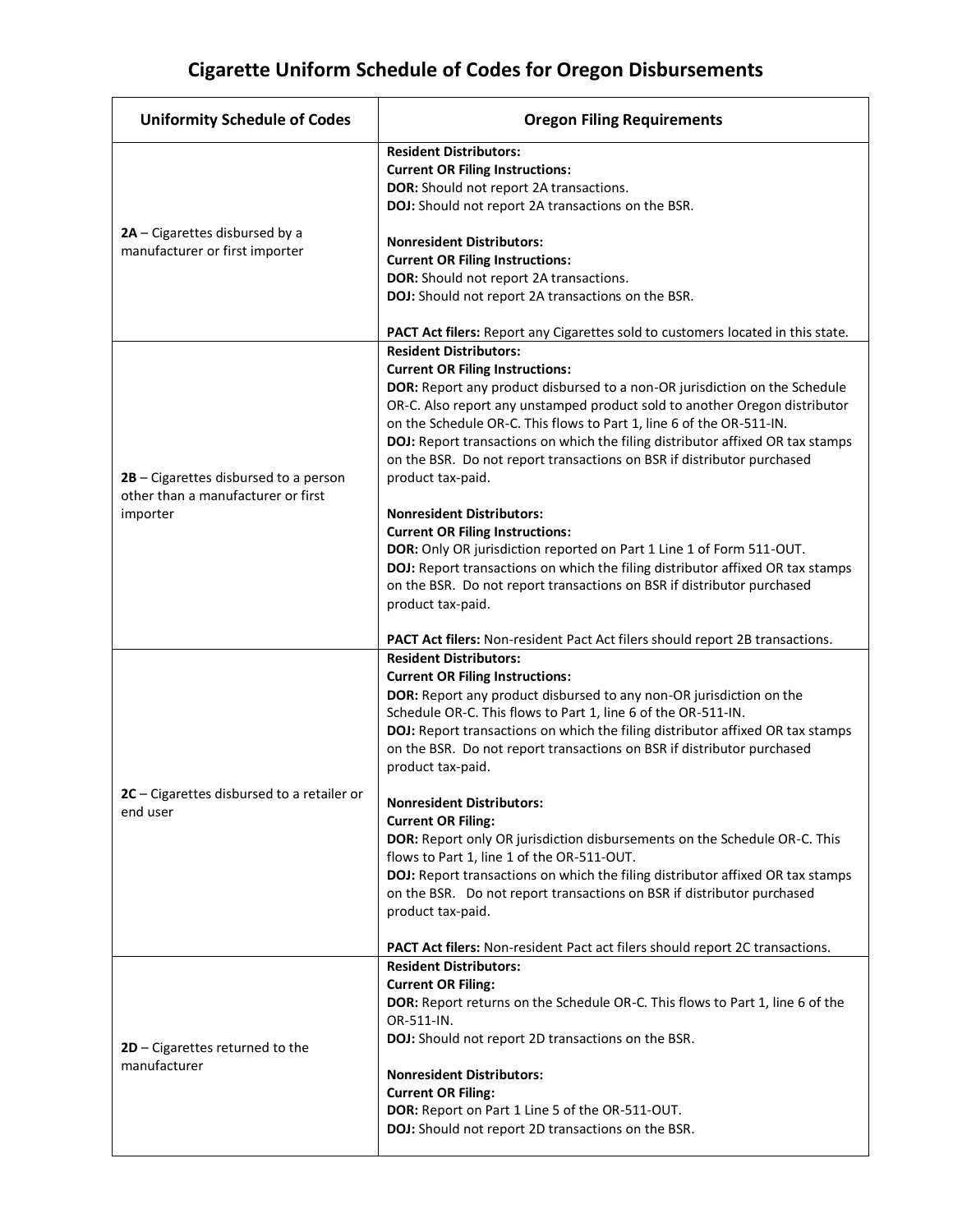# Cigarette Uniform Schedule of Codes for Oregon Disbursements

| Uniformity Schedule of Codes | Oregon Filing Requirements |
|---|---|
| **2A** – Cigarettes disbursed by a manufacturer or first importer | **Resident Distributors:**<br>**Current OR Filing Instructions:**<br>**DOR:** Should not report 2A transactions.<br>**DOJ:** Should not report 2A transactions on the BSR.<br><br>**Nonresident Distributors:**<br>**Current OR Filing Instructions:**<br>**DOR:** Should not report 2A transactions.<br>**DOJ:** Should not report 2A transactions on the BSR.<br><br>**PACT Act filers:** Report any Cigarettes sold to customers located in this state. |
| **2B** – Cigarettes disbursed to a person other than a manufacturer or first importer | **Resident Distributors:**<br>**Current OR Filing Instructions:**<br>**DOR:** Report any product disbursed to a non-OR jurisdiction on the Schedule OR-C. Also report any unstamped product sold to another Oregon distributor on the Schedule OR-C. This flows to Part 1, line 6 of the OR-511-IN.<br>**DOJ:** Report transactions on which the filing distributor affixed OR tax stamps on the BSR. Do not report transactions on BSR if distributor purchased product tax-paid.<br><br>**Nonresident Distributors:**<br>**Current OR Filing Instructions:**<br>**DOR:** Only OR jurisdiction reported on Part 1 Line 1 of Form 511-OUT.<br>**DOJ:** Report transactions on which the filing distributor affixed OR tax stamps on the BSR. Do not report transactions on BSR if distributor purchased product tax-paid.<br><br>**PACT Act filers:** Non-resident Pact Act filers should report 2B transactions. |
| **2C** – Cigarettes disbursed to a retailer or end user | **Resident Distributors:**<br>**Current OR Filing Instructions:**<br>**DOR:** Report any product disbursed to any non-OR jurisdiction on the Schedule OR-C. This flows to Part 1, line 6 of the OR-511-IN.<br>**DOJ:** Report transactions on which the filing distributor affixed OR tax stamps on the BSR. Do not report transactions on BSR if distributor purchased product tax-paid.<br><br>**Nonresident Distributors:**<br>**Current OR Filing:**<br>**DOR:** Report only OR jurisdiction disbursements on the Schedule OR-C. This flows to Part 1, line 1 of the OR-511-OUT.<br>**DOJ:** Report transactions on which the filing distributor affixed OR tax stamps on the BSR. Do not report transactions on BSR if distributor purchased product tax-paid.<br><br>**PACT Act filers:** Non-resident Pact act filers should report 2C transactions. |
| **2D** – Cigarettes returned to the manufacturer | **Resident Distributors:**<br>**Current OR Filing:**<br>**DOR:** Report returns on the Schedule OR-C. This flows to Part 1, line 6 of the OR-511-IN.<br>**DOJ:** Should not report 2D transactions on the BSR.<br><br>**Nonresident Distributors:**<br>**Current OR Filing:**<br>**DOR:** Report on Part 1 Line 5 of the OR-511-OUT.<br>**DOJ:** Should not report 2D transactions on the BSR. |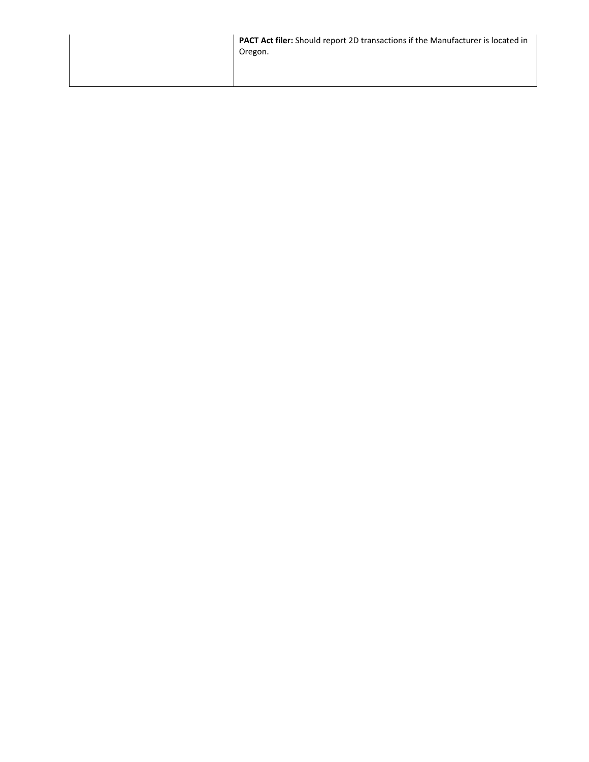| | |
|---|---|
| | **PACT Act filer:** Should report 2D transactions if the Manufacturer is located in Oregon. |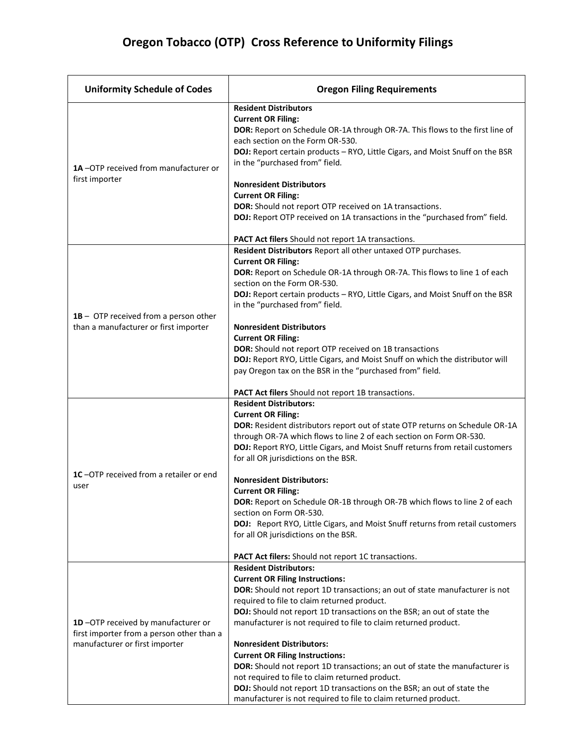# Oregon Tobacco (OTP) Cross Reference to Uniformity Filings

| Uniformity Schedule of Codes | Oregon Filing Requirements |
|---|---|
| **1A** –OTP received from manufacturer or first importer | **Resident Distributors**<br>**Current OR Filing:**<br>**DOR:** Report on Schedule OR-1A through OR-7A. This flows to the first line of each section on the Form OR-530.<br>**DOJ:** Report certain products – RYO, Little Cigars, and Moist Snuff on the BSR in the "purchased from" field.<br><br>**Nonresident Distributors**<br>**Current OR Filing:**<br>**DOR:** Should not report OTP received on 1A transactions.<br>**DOJ:** Report OTP received on 1A transactions in the "purchased from" field.<br><br>**PACT Act filers** Should not report 1A transactions. |
| **1B** – OTP received from a person other than a manufacturer or first importer | **Resident Distributors** Report all other untaxed OTP purchases.<br>**Current OR Filing:**<br>**DOR:** Report on Schedule OR-1A through OR-7A. This flows to line 1 of each section on the Form OR-530.<br>**DOJ:** Report certain products – RYO, Little Cigars, and Moist Snuff on the BSR in the "purchased from" field.<br><br>**Nonresident Distributors**<br>**Current OR Filing:**<br>**DOR:** Should not report OTP received on 1B transactions<br>**DOJ:** Report RYO, Little Cigars, and Moist Snuff on which the distributor will pay Oregon tax on the BSR in the "purchased from" field.<br><br>**PACT Act filers** Should not report 1B transactions. |
| **1C** –OTP received from a retailer or end user | **Resident Distributors:**<br>**Current OR Filing:**<br>**DOR:** Resident distributors report out of state OTP returns on Schedule OR-1A through OR-7A which flows to line 2 of each section on Form OR-530.<br>**DOJ:** Report RYO, Little Cigars, and Moist Snuff returns from retail customers for all OR jurisdictions on the BSR.<br><br>**Nonresident Distributors:**<br>**Current OR Filing:**<br>**DOR:** Report on Schedule OR-1B through OR-7B which flows to line 2 of each section on Form OR-530.<br>**DOJ:** Report RYO, Little Cigars, and Moist Snuff returns from retail customers for all OR jurisdictions on the BSR.<br><br>**PACT Act filers:** Should not report 1C transactions. |
| **1D** –OTP received by manufacturer or first importer from a person other than a manufacturer or first importer | **Resident Distributors:**<br>**Current OR Filing Instructions:**<br>**DOR:** Should not report 1D transactions; an out of state manufacturer is not required to file to claim returned product.<br>**DOJ:** Should not report 1D transactions on the BSR; an out of state the manufacturer is not required to file to claim returned product.<br><br>**Nonresident Distributors:**<br>**Current OR Filing Instructions:**<br>**DOR:** Should not report 1D transactions; an out of state the manufacturer is not required to file to claim returned product.<br>**DOJ:** Should not report 1D transactions on the BSR; an out of state the manufacturer is not required to file to claim returned product. |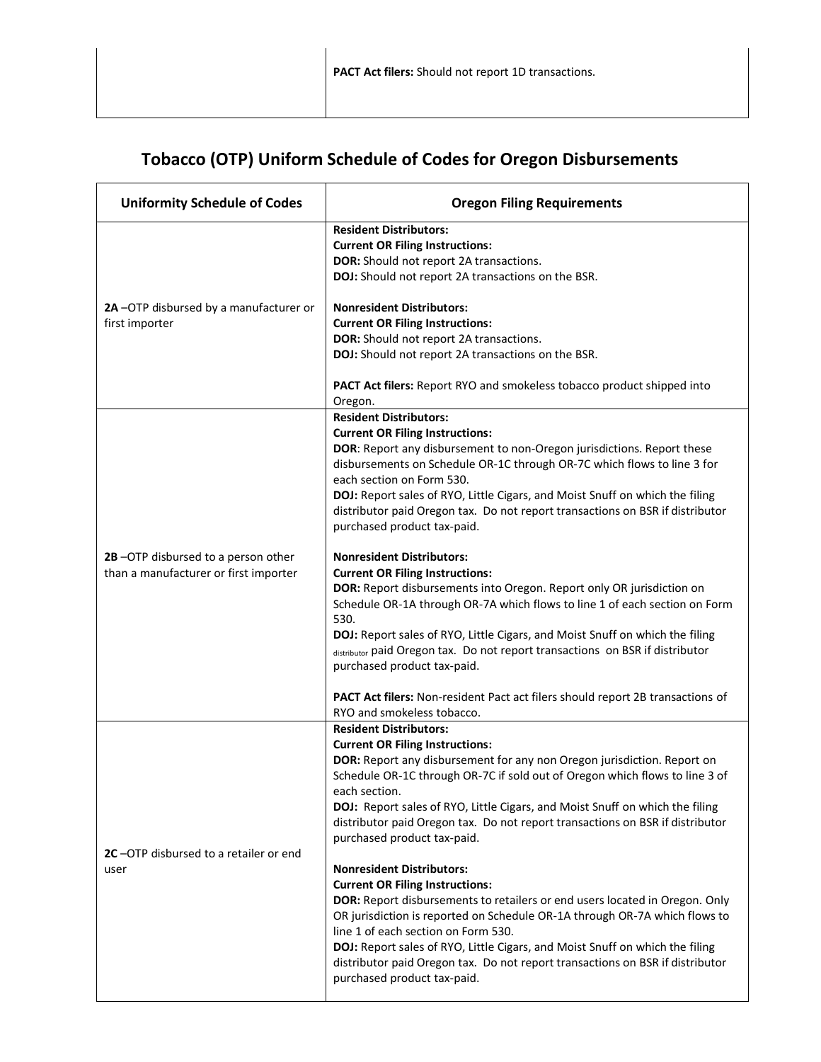| | |
|---|---|
| | **PACT Act filers:** Should not report 1D transactions. |

## Tobacco (OTP) Uniform Schedule of Codes for Oregon Disbursements

| Uniformity Schedule of Codes | Oregon Filing Requirements |
|---|---|
| **2A** –OTP disbursed by a manufacturer or first importer | **Resident Distributors:**<br>**Current OR Filing Instructions:**<br>**DOR:** Should not report 2A transactions.<br>**DOJ:** Should not report 2A transactions on the BSR.<br><br>**Nonresident Distributors:**<br>**Current OR Filing Instructions:**<br>**DOR:** Should not report 2A transactions.<br>**DOJ:** Should not report 2A transactions on the BSR.<br><br>**PACT Act filers:** Report RYO and smokeless tobacco product shipped into Oregon. |
| **2B** –OTP disbursed to a person other than a manufacturer or first importer | **Resident Distributors:**<br>**Current OR Filing Instructions:**<br>**DOR**: Report any disbursement to non-Oregon jurisdictions. Report these disbursements on Schedule OR-1C through OR-7C which flows to line 3 for each section on Form 530.<br>**DOJ:** Report sales of RYO, Little Cigars, and Moist Snuff on which the filing distributor paid Oregon tax. Do not report transactions on BSR if distributor purchased product tax-paid.<br><br>**Nonresident Distributors:**<br>**Current OR Filing Instructions:**<br>**DOR:** Report disbursements into Oregon. Report only OR jurisdiction on Schedule OR-1A through OR-7A which flows to line 1 of each section on Form 530.<br>**DOJ:** Report sales of RYO, Little Cigars, and Moist Snuff on which the filing distributor paid Oregon tax. Do not report transactions on BSR if distributor purchased product tax-paid.<br><br>**PACT Act filers:** Non-resident Pact act filers should report 2B transactions of RYO and smokeless tobacco. |
| **2C** –OTP disbursed to a retailer or end user | **Resident Distributors:**<br>**Current OR Filing Instructions:**<br>**DOR:** Report any disbursement for any non Oregon jurisdiction. Report on Schedule OR-1C through OR-7C if sold out of Oregon which flows to line 3 of each section.<br>**DOJ:** Report sales of RYO, Little Cigars, and Moist Snuff on which the filing distributor paid Oregon tax. Do not report transactions on BSR if distributor purchased product tax-paid.<br><br>**Nonresident Distributors:**<br>**Current OR Filing Instructions:**<br>**DOR:** Report disbursements to retailers or end users located in Oregon. Only OR jurisdiction is reported on Schedule OR-1A through OR-7A which flows to line 1 of each section on Form 530.<br>**DOJ:** Report sales of RYO, Little Cigars, and Moist Snuff on which the filing distributor paid Oregon tax. Do not report transactions on BSR if distributor purchased product tax-paid. |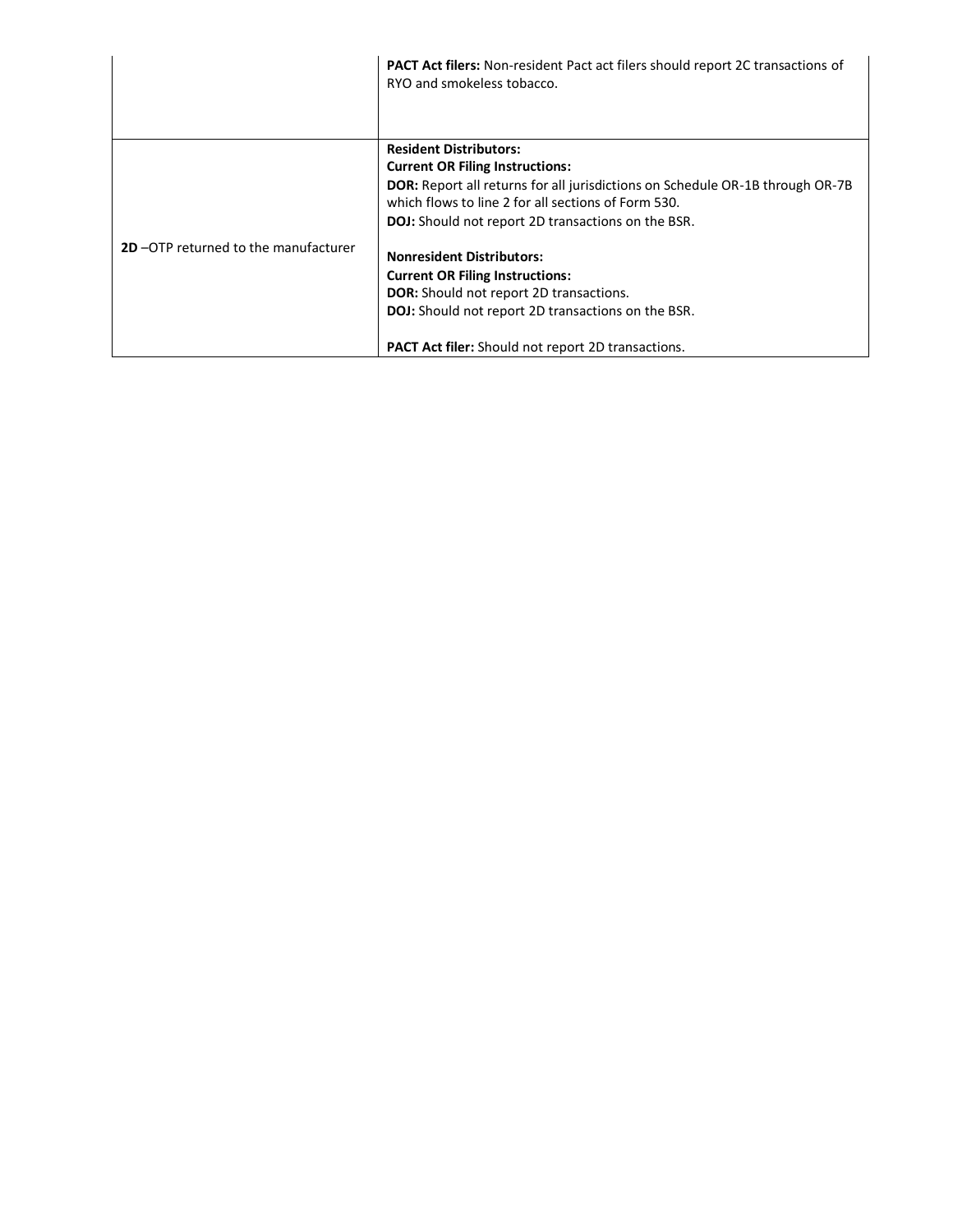| | |
|---|---|
| | **PACT Act filers:** Non-resident Pact act filers should report 2C transactions of RYO and smokeless tobacco. |
| **2D** –OTP returned to the manufacturer | **Resident Distributors:**<br>**Current OR Filing Instructions:**<br>**DOR:** Report all returns for all jurisdictions on Schedule OR-1B through OR-7B which flows to line 2 for all sections of Form 530.<br>**DOJ:** Should not report 2D transactions on the BSR.<br><br>**Nonresident Distributors:**<br>**Current OR Filing Instructions:**<br>**DOR:** Should not report 2D transactions.<br>**DOJ:** Should not report 2D transactions on the BSR.<br><br>**PACT Act filer:** Should not report 2D transactions. |